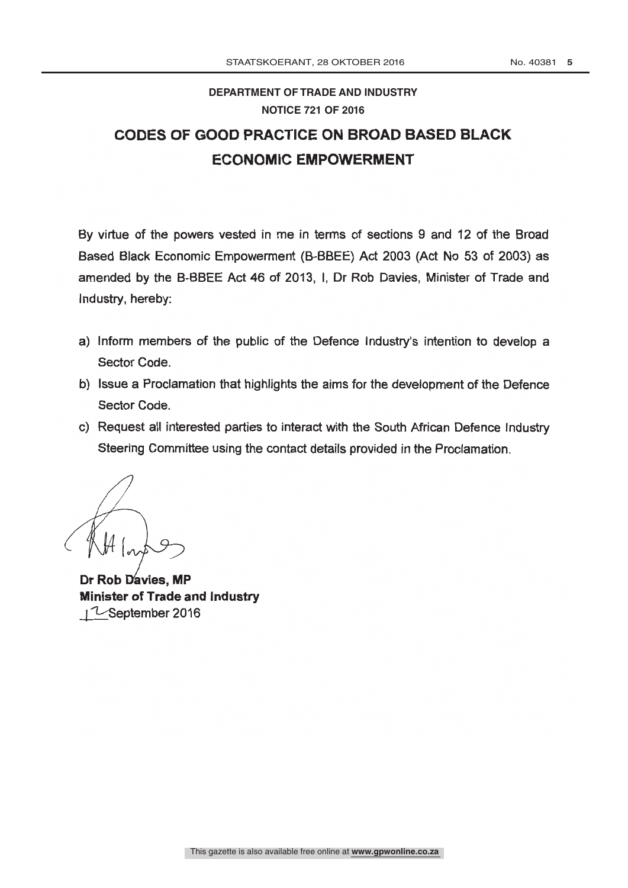**DEPARTMENT OF TRADE AND INDUSTRY**

**NOTICE 721 OF 2016**

# CODES OF GOOD PRACTICE ON BROAD BASED BLACK ECONOMIC EMPOWERMENT

By virtue of the powers vested in me in terms of sections 9 and 12 of the Broad Based Black Economic Empowerment (B-BBEE) Act 2003 (Act No 53 of 2003) as amended by the B-BBEE Act 46 of 2013, I, Dr Rob Davies, Minister of Trade and Industry, hereby:

a) Inform members of the public of the Defence Industry's intention to develop a Sector Code.

b) Issue a Proclamation that highlights the aims for the development of the Defence Sector Code.

c) Request all interested parties to interact with the South African Defence Industry Steering Committee using the contact details provided in the Proclamation.

**Dr Rob Davies, MP**
**Minister of Trade and Industry**
12 September 2016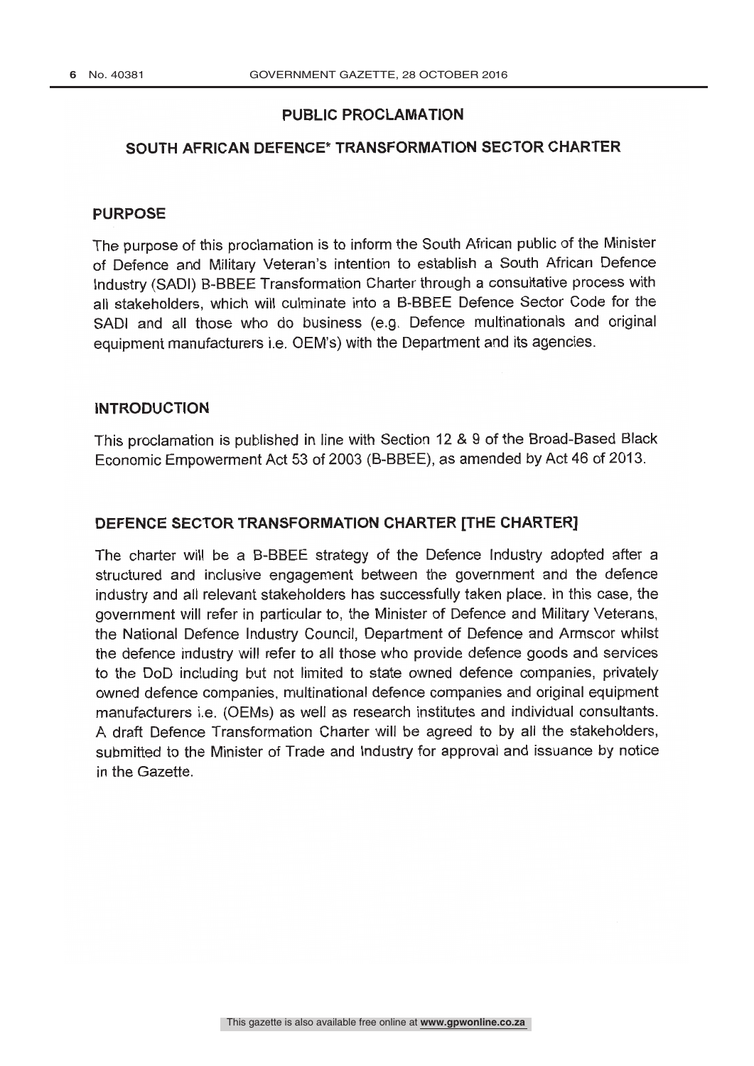## PUBLIC PROCLAMATION

## SOUTH AFRICAN DEFENCE* TRANSFORMATION SECTOR CHARTER

### PURPOSE

The purpose of this proclamation is to inform the South African public of the Minister of Defence and Military Veteran's intention to establish a South African Defence Industry (SADI) B-BBEE Transformation Charter through a consultative process with all stakeholders, which will culminate into a B-BBEE Defence Sector Code for the SADI and all those who do business (e.g. Defence multinationals and original equipment manufacturers i.e. OEM's) with the Department and its agencies.

### INTRODUCTION

This proclamation is published in line with Section 12 & 9 of the Broad-Based Black Economic Empowerment Act 53 of 2003 (B-BBEE), as amended by Act 46 of 2013.

### DEFENCE SECTOR TRANSFORMATION CHARTER [THE CHARTER]

The charter will be a B-BBEE strategy of the Defence Industry adopted after a structured and inclusive engagement between the government and the defence industry and all relevant stakeholders has successfully taken place. In this case, the government will refer in particular to, the Minister of Defence and Military Veterans, the National Defence Industry Council, Department of Defence and Armscor whilst the defence industry will refer to all those who provide defence goods and services to the DoD including but not limited to state owned defence companies, privately owned defence companies, multinational defence companies and original equipment manufacturers i.e. (OEMs) as well as research institutes and individual consultants. A draft Defence Transformation Charter will be agreed to by all the stakeholders, submitted to the Minister of Trade and Industry for approval and issuance by notice in the Gazette.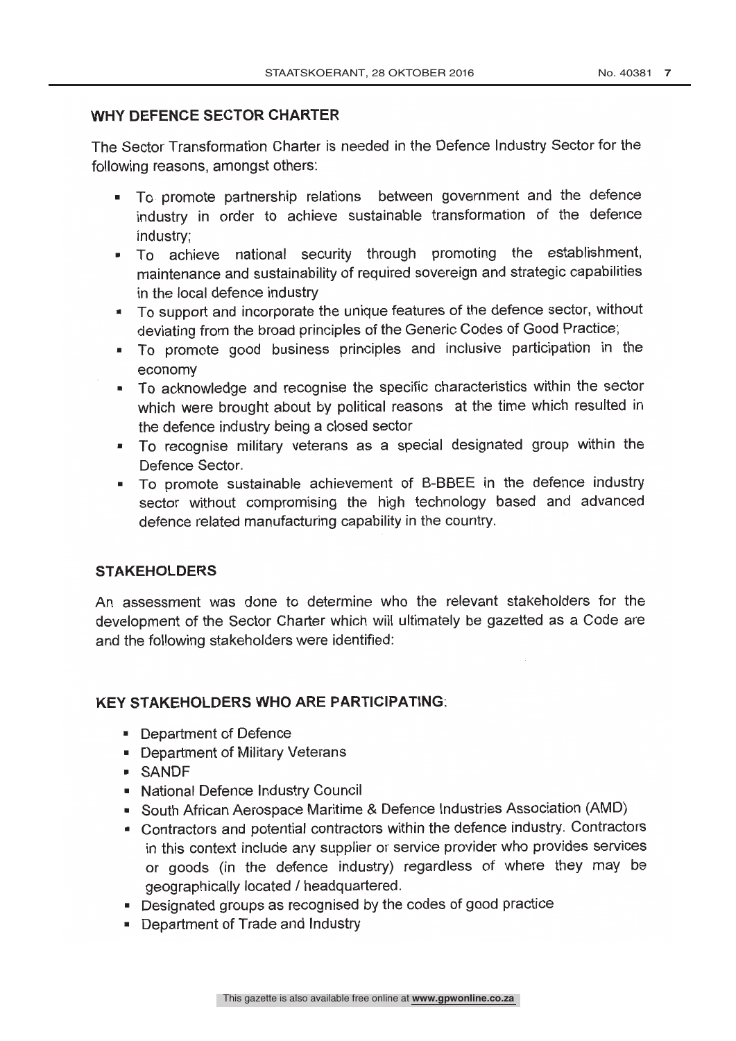## WHY DEFENCE SECTOR CHARTER

The Sector Transformation Charter is needed in the Defence Industry Sector for the following reasons, amongst others:

- To promote partnership relations between government and the defence industry in order to achieve sustainable transformation of the defence industry;
- To achieve national security through promoting the establishment, maintenance and sustainability of required sovereign and strategic capabilities in the local defence industry
- To support and incorporate the unique features of the defence sector, without deviating from the broad principles of the Generic Codes of Good Practice;
- To promote good business principles and inclusive participation in the economy
- To acknowledge and recognise the specific characteristics within the sector which were brought about by political reasons at the time which resulted in the defence industry being a closed sector
- To recognise military veterans as a special designated group within the Defence Sector.
- To promote sustainable achievement of B-BBEE in the defence industry sector without compromising the high technology based and advanced defence related manufacturing capability in the country.

## STAKEHOLDERS

An assessment was done to determine who the relevant stakeholders for the development of the Sector Charter which will ultimately be gazetted as a Code are and the following stakeholders were identified:

## KEY STAKEHOLDERS WHO ARE PARTICIPATING:

- Department of Defence
- Department of Military Veterans
- SANDF
- National Defence Industry Council
- South African Aerospace Maritime & Defence Industries Association (AMD)
- Contractors and potential contractors within the defence industry. Contractors in this context include any supplier or service provider who provides services or goods (in the defence industry) regardless of where they may be geographically located / headquartered.
- Designated groups as recognised by the codes of good practice
- Department of Trade and Industry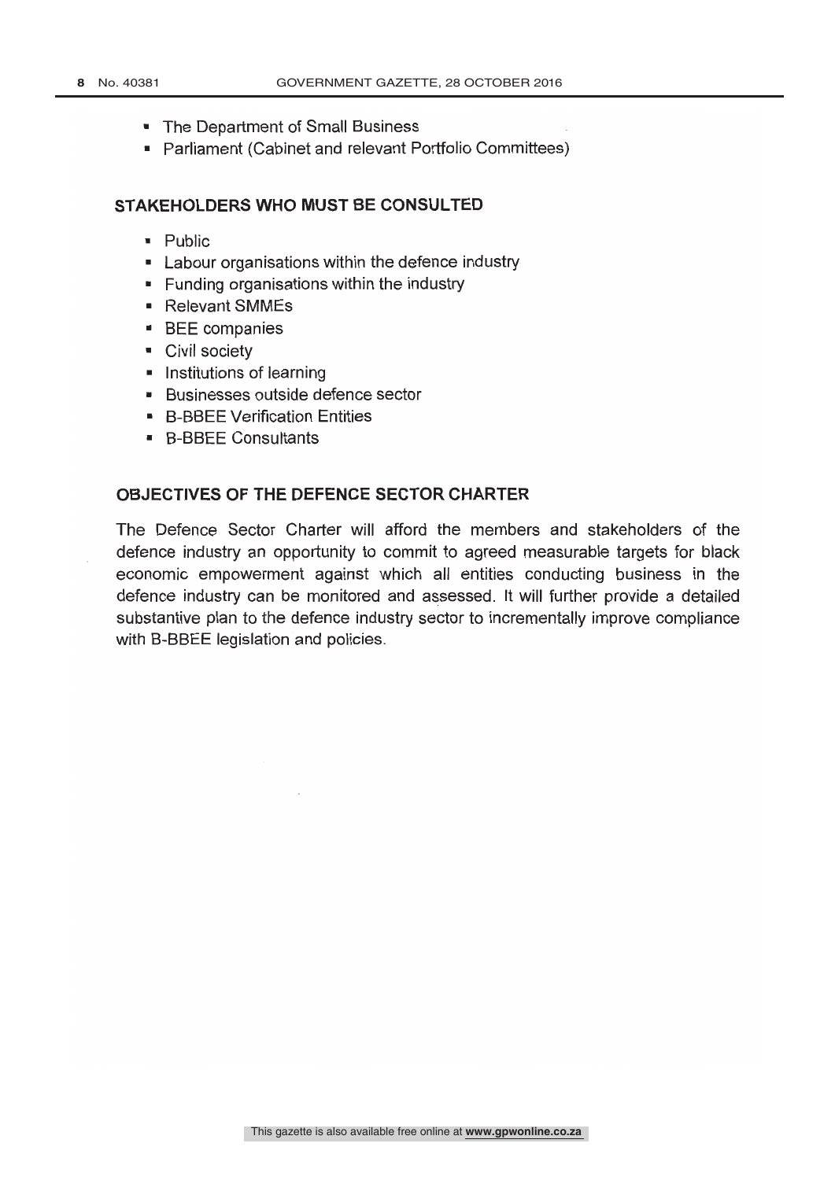- The Department of Small Business
- Parliament (Cabinet and relevant Portfolio Committees)

## STAKEHOLDERS WHO MUST BE CONSULTED

- Public
- Labour organisations within the defence industry
- Funding organisations within the industry
- Relevant SMMEs
- BEE companies
- Civil society
- Institutions of learning
- Businesses outside defence sector
- B-BBEE Verification Entities
- B-BBEE Consultants

## OBJECTIVES OF THE DEFENCE SECTOR CHARTER

The Defence Sector Charter will afford the members and stakeholders of the defence industry an opportunity to commit to agreed measurable targets for black economic empowerment against which all entities conducting business in the defence industry can be monitored and assessed. It will further provide a detailed substantive plan to the defence industry sector to incrementally improve compliance with B-BBEE legislation and policies.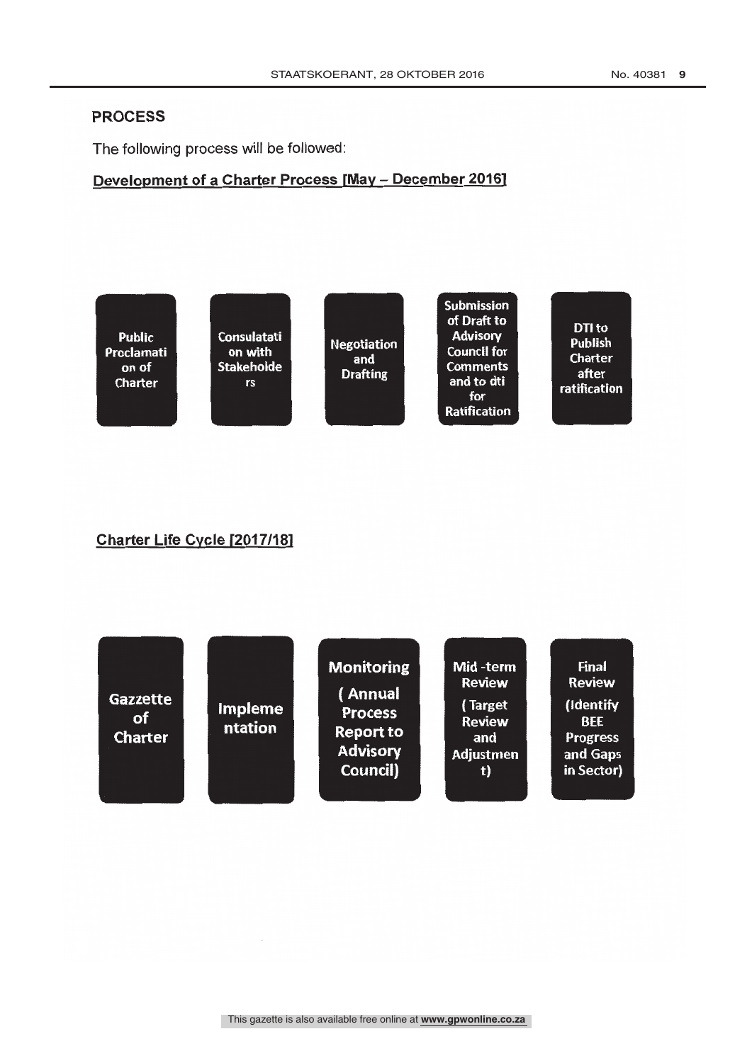## PROCESS

The following process will be followed:

**Development of a Charter Process [May – December 2016]**

1. Public Proclamation of Charter
2. Consulatation with Stakeholders
3. Negotiation and Drafting
4. Submission of Draft to Advisory Council for Comments and to dti for Ratification
5. DTI to Publish Charter after ratification

**Charter Life Cycle [2017/18]**

1. Gazzette of Charter
2. Implementation
3. Monitoring ( Annual Process Report to Advisory Council)
4. Mid -term Review ( Target Review and Adjustment)
5. Final Review (Identify BEE Progress and Gaps in Sector)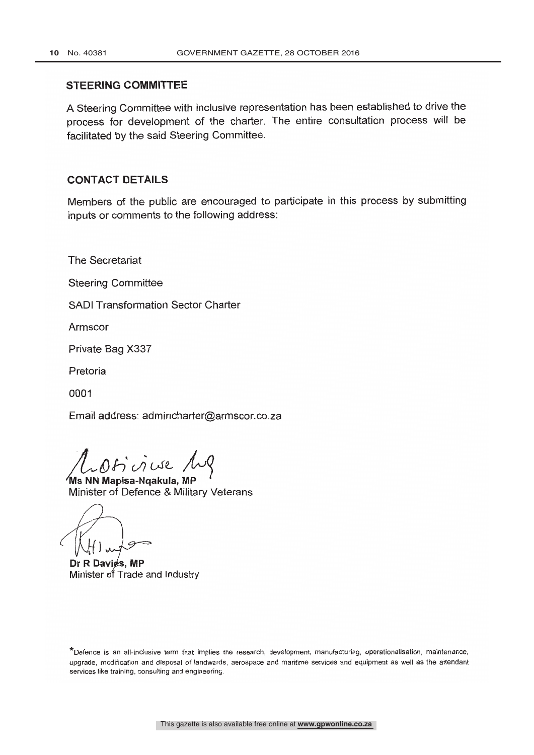## STEERING COMMITTEE

A Steering Committee with inclusive representation has been established to drive the process for development of the charter. The entire consultation process will be facilitated by the said Steering Committee.

## CONTACT DETAILS

Members of the public are encouraged to participate in this process by submitting inputs or comments to the following address:

The Secretariat

Steering Committee

SADI Transformation Sector Charter

Armscor

Private Bag X337

Pretoria

0001

Email address: admincharter@armscor.co.za

**Ms NN Mapisa-Nqakula, MP**
Minister of Defence & Military Veterans

**Dr R Davies, MP**
Minister of Trade and Industry

*Defence is an all-inclusive term that implies the research, development, manufacturing, operationalisation, maintenance, upgrade, modification and disposal of landwards, aerospace and maritime services and equipment as well as the attendant services like training, consulting and engineering.